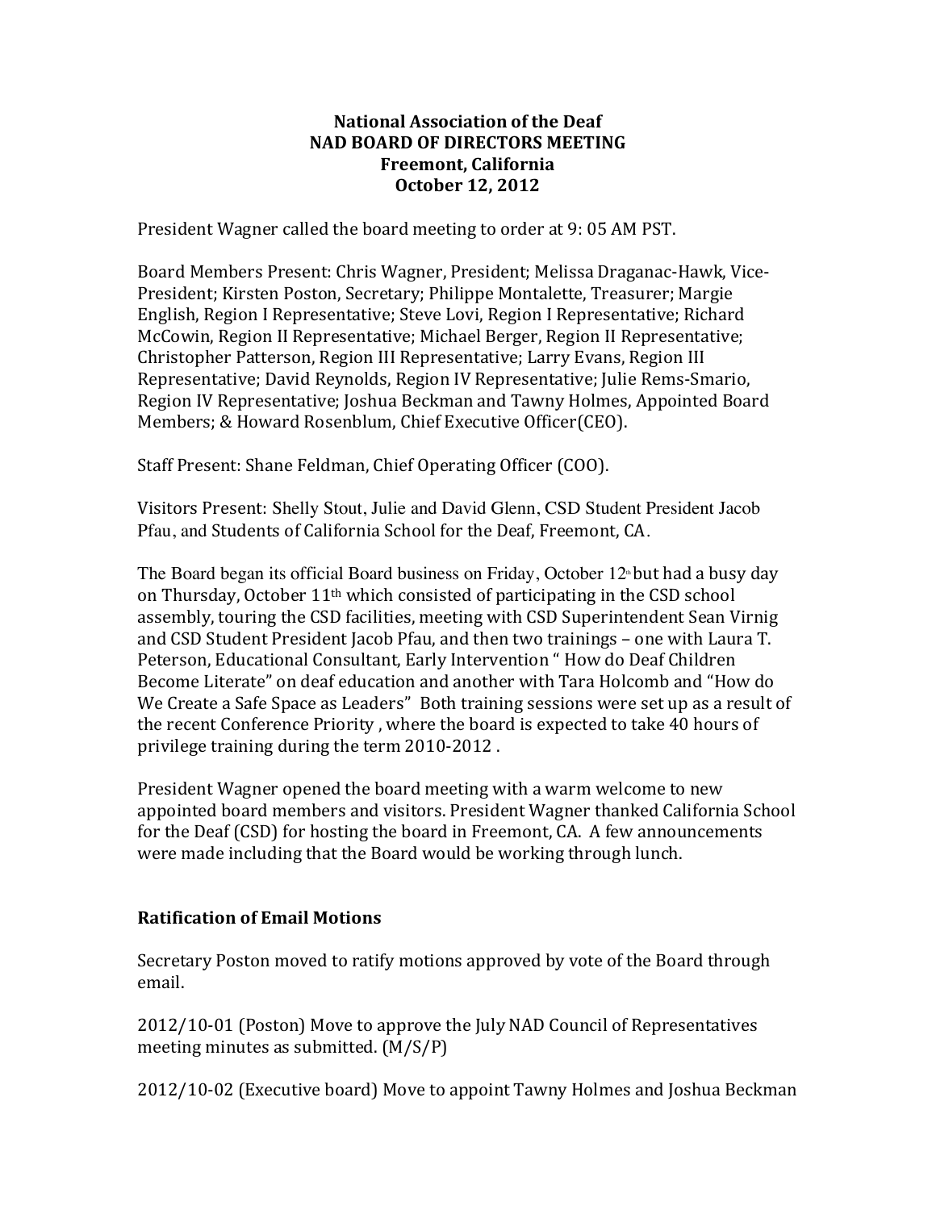**National Association of the Deaf**
**NAD BOARD OF DIRECTORS MEETING**
**Freemont, California**
**October 12, 2012**

President Wagner called the board meeting to order at 9: 05 AM PST.

Board Members Present: Chris Wagner, President; Melissa Draganac-Hawk, Vice-President; Kirsten Poston, Secretary; Philippe Montalette, Treasurer; Margie English, Region I Representative; Steve Lovi, Region I Representative; Richard McCowin, Region II Representative; Michael Berger, Region II Representative; Christopher Patterson, Region III Representative; Larry Evans, Region III Representative; David Reynolds, Region IV Representative; Julie Rems-Smario, Region IV Representative; Joshua Beckman and Tawny Holmes, Appointed Board Members; & Howard Rosenblum, Chief Executive Officer(CEO).

Staff Present: Shane Feldman, Chief Operating Officer (COO).

Visitors Present: Shelly Stout, Julie and David Glenn, CSD Student President Jacob Pfau, and Students of California School for the Deaf, Freemont, CA.

The Board began its official Board business on Friday, October 12th but had a busy day on Thursday, October 11th which consisted of participating in the CSD school assembly, touring the CSD facilities, meeting with CSD Superintendent Sean Virnig and CSD Student President Jacob Pfau, and then two trainings – one with Laura T. Peterson, Educational Consultant, Early Intervention " How do Deaf Children Become Literate" on deaf education and another with Tara Holcomb and "How do We Create a Safe Space as Leaders" Both training sessions were set up as a result of the recent Conference Priority , where the board is expected to take 40 hours of privilege training during the term 2010-2012 .

President Wagner opened the board meeting with a warm welcome to new appointed board members and visitors. President Wagner thanked California School for the Deaf (CSD) for hosting the board in Freemont, CA. A few announcements were made including that the Board would be working through lunch.

## Ratification of Email Motions

Secretary Poston moved to ratify motions approved by vote of the Board through email.

2012/10-01 (Poston) Move to approve the July NAD Council of Representatives meeting minutes as submitted. (M/S/P)

2012/10-02 (Executive board) Move to appoint Tawny Holmes and Joshua Beckman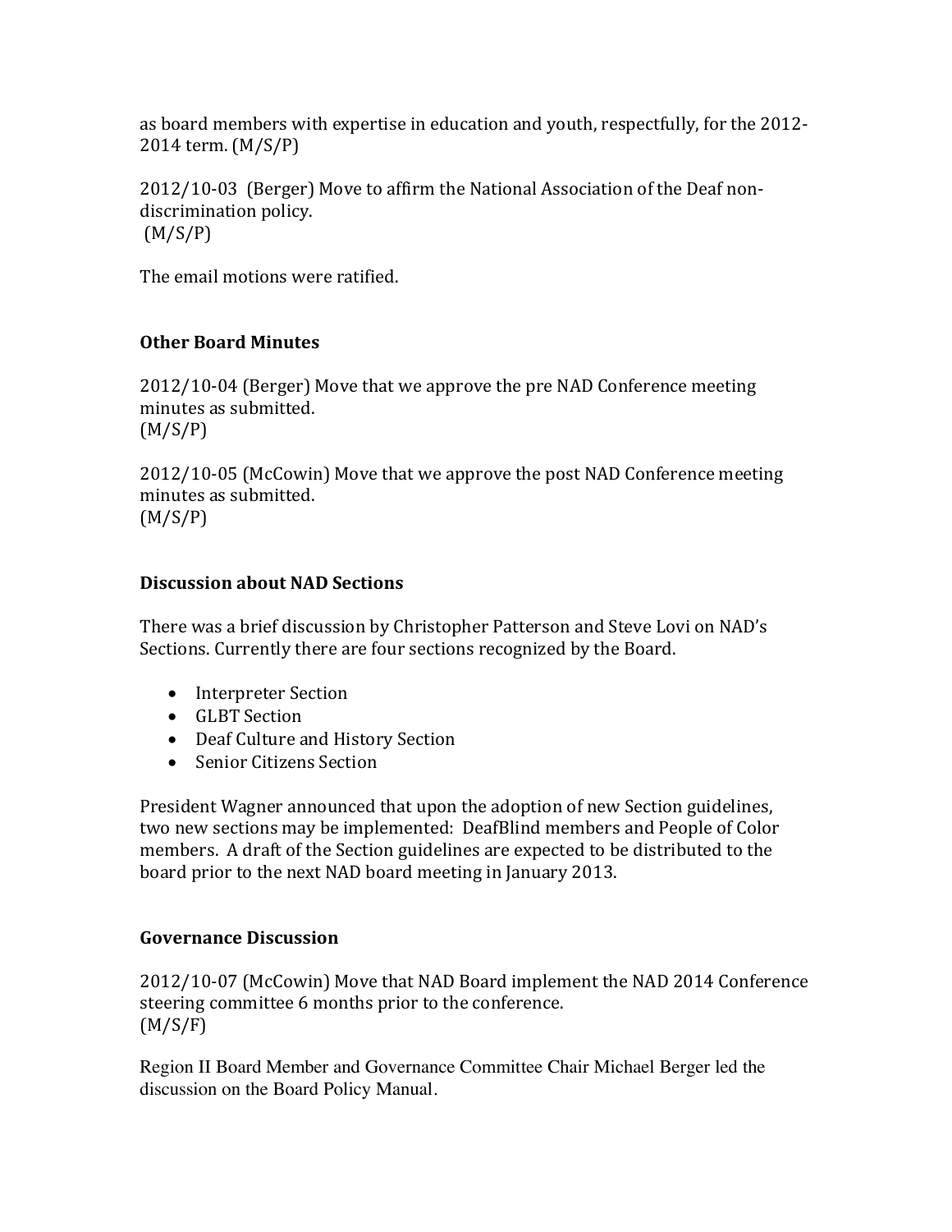as board members with expertise in education and youth, respectfully, for the 2012-2014 term. (M/S/P)

2012/10-03 (Berger) Move to affirm the National Association of the Deaf non-discrimination policy.
(M/S/P)

The email motions were ratified.

### Other Board Minutes

2012/10-04 (Berger) Move that we approve the pre NAD Conference meeting minutes as submitted.
(M/S/P)

2012/10-05 (McCowin) Move that we approve the post NAD Conference meeting minutes as submitted.
(M/S/P)

### Discussion about NAD Sections

There was a brief discussion by Christopher Patterson and Steve Lovi on NAD's Sections. Currently there are four sections recognized by the Board.

- Interpreter Section
- GLBT Section
- Deaf Culture and History Section
- Senior Citizens Section

President Wagner announced that upon the adoption of new Section guidelines, two new sections may be implemented: DeafBlind members and People of Color members. A draft of the Section guidelines are expected to be distributed to the board prior to the next NAD board meeting in January 2013.

### Governance Discussion

2012/10-07 (McCowin) Move that NAD Board implement the NAD 2014 Conference steering committee 6 months prior to the conference.
(M/S/F)

Region II Board Member and Governance Committee Chair Michael Berger led the discussion on the Board Policy Manual.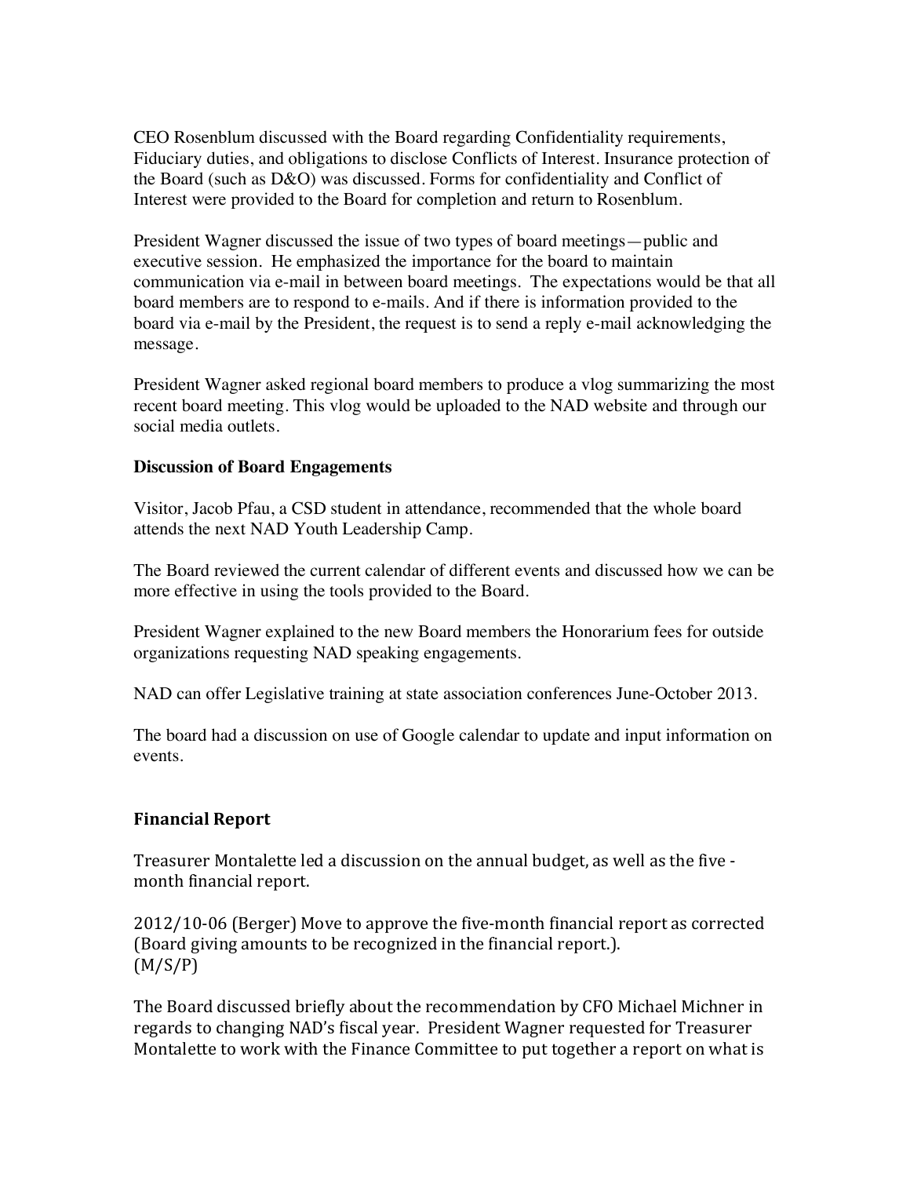CEO Rosenblum discussed with the Board regarding Confidentiality requirements, Fiduciary duties, and obligations to disclose Conflicts of Interest. Insurance protection of the Board (such as D&O) was discussed. Forms for confidentiality and Conflict of Interest were provided to the Board for completion and return to Rosenblum.

President Wagner discussed the issue of two types of board meetings—public and executive session. He emphasized the importance for the board to maintain communication via e-mail in between board meetings. The expectations would be that all board members are to respond to e-mails. And if there is information provided to the board via e-mail by the President, the request is to send a reply e-mail acknowledging the message.

President Wagner asked regional board members to produce a vlog summarizing the most recent board meeting. This vlog would be uploaded to the NAD website and through our social media outlets.

**Discussion of Board Engagements**

Visitor, Jacob Pfau, a CSD student in attendance, recommended that the whole board attends the next NAD Youth Leadership Camp.

The Board reviewed the current calendar of different events and discussed how we can be more effective in using the tools provided to the Board.

President Wagner explained to the new Board members the Honorarium fees for outside organizations requesting NAD speaking engagements.

NAD can offer Legislative training at state association conferences June-October 2013.

The board had a discussion on use of Google calendar to update and input information on events.

**Financial Report**

Treasurer Montalette led a discussion on the annual budget, as well as the five - month financial report.

2012/10-06 (Berger) Move to approve the five-month financial report as corrected (Board giving amounts to be recognized in the financial report.).
(M/S/P)

The Board discussed briefly about the recommendation by CFO Michael Michner in regards to changing NAD's fiscal year. President Wagner requested for Treasurer Montalette to work with the Finance Committee to put together a report on what is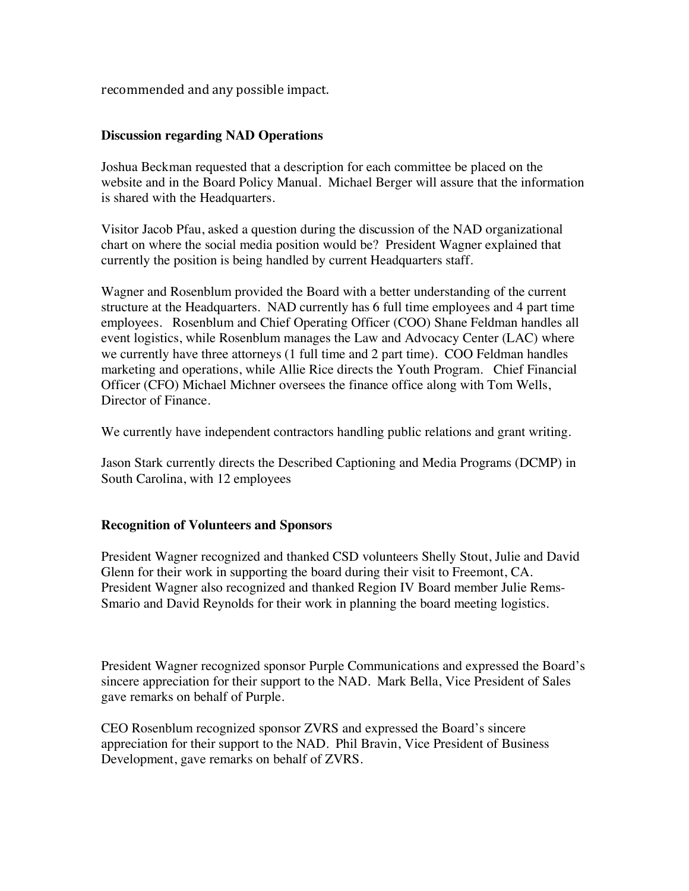recommended and any possible impact.

**Discussion regarding NAD Operations**

Joshua Beckman requested that a description for each committee be placed on the website and in the Board Policy Manual. Michael Berger will assure that the information is shared with the Headquarters.

Visitor Jacob Pfau, asked a question during the discussion of the NAD organizational chart on where the social media position would be? President Wagner explained that currently the position is being handled by current Headquarters staff.

Wagner and Rosenblum provided the Board with a better understanding of the current structure at the Headquarters. NAD currently has 6 full time employees and 4 part time employees. Rosenblum and Chief Operating Officer (COO) Shane Feldman handles all event logistics, while Rosenblum manages the Law and Advocacy Center (LAC) where we currently have three attorneys (1 full time and 2 part time). COO Feldman handles marketing and operations, while Allie Rice directs the Youth Program. Chief Financial Officer (CFO) Michael Michner oversees the finance office along with Tom Wells, Director of Finance.

We currently have independent contractors handling public relations and grant writing.

Jason Stark currently directs the Described Captioning and Media Programs (DCMP) in South Carolina, with 12 employees

**Recognition of Volunteers and Sponsors**

President Wagner recognized and thanked CSD volunteers Shelly Stout, Julie and David Glenn for their work in supporting the board during their visit to Freemont, CA. President Wagner also recognized and thanked Region IV Board member Julie Rems-Smario and David Reynolds for their work in planning the board meeting logistics.

President Wagner recognized sponsor Purple Communications and expressed the Board's sincere appreciation for their support to the NAD. Mark Bella, Vice President of Sales gave remarks on behalf of Purple.

CEO Rosenblum recognized sponsor ZVRS and expressed the Board's sincere appreciation for their support to the NAD. Phil Bravin, Vice President of Business Development, gave remarks on behalf of ZVRS.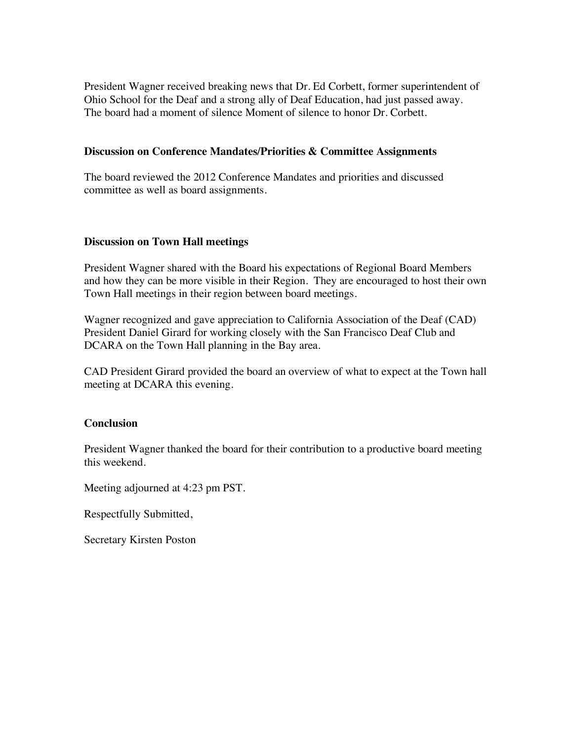President Wagner received breaking news that Dr. Ed Corbett, former superintendent of Ohio School for the Deaf and a strong ally of Deaf Education, had just passed away. The board had a moment of silence Moment of silence to honor Dr. Corbett.

**Discussion on Conference Mandates/Priorities & Committee Assignments**

The board reviewed the 2012 Conference Mandates and priorities and discussed committee as well as board assignments.

**Discussion on Town Hall meetings**

President Wagner shared with the Board his expectations of Regional Board Members and how they can be more visible in their Region. They are encouraged to host their own Town Hall meetings in their region between board meetings.

Wagner recognized and gave appreciation to California Association of the Deaf (CAD) President Daniel Girard for working closely with the San Francisco Deaf Club and DCARA on the Town Hall planning in the Bay area.

CAD President Girard provided the board an overview of what to expect at the Town hall meeting at DCARA this evening.

**Conclusion**

President Wagner thanked the board for their contribution to a productive board meeting this weekend.

Meeting adjourned at 4:23 pm PST.

Respectfully Submitted,

Secretary Kirsten Poston